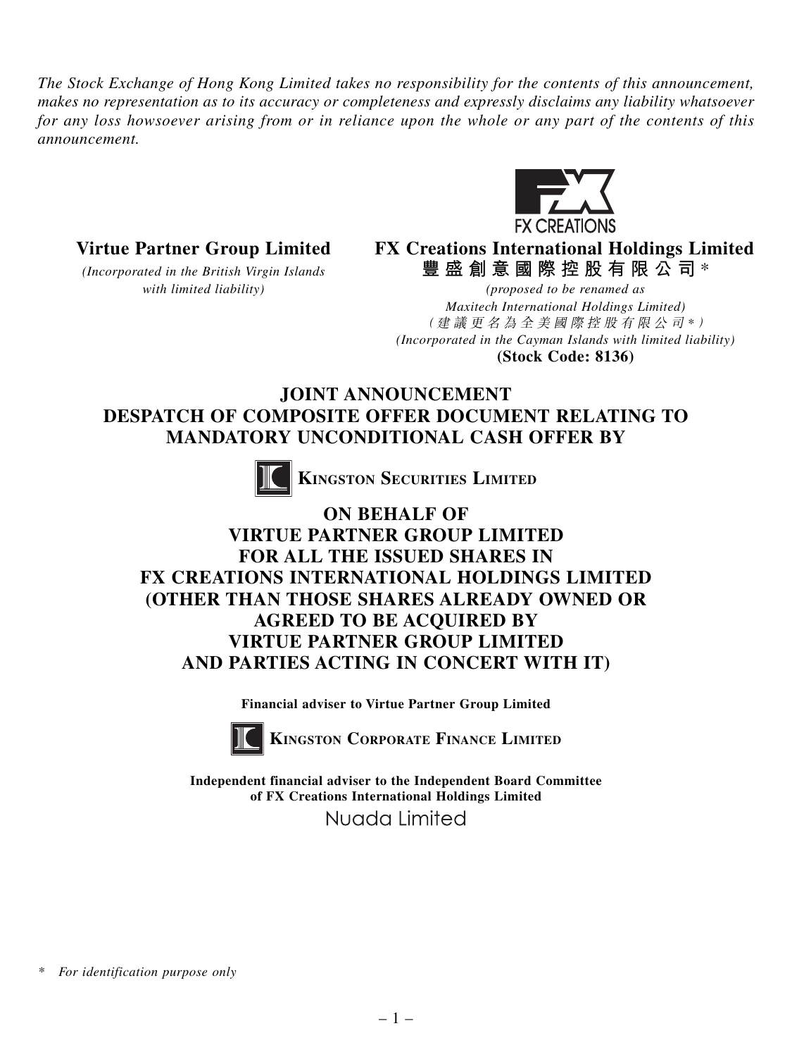*The Stock Exchange of Hong Kong Limited takes no responsibility for the contents of this announcement, makes no representation as to its accuracy or completeness and expressly disclaims any liability whatsoever for any loss howsoever arising from or in reliance upon the whole or any part of the contents of this announcement.*

**Virtue Partner Group Limited**

*(Incorporated in the British Virgin Islands with limited liability)*

FX CREATIONS

**FX Creations International Holdings Limited**
**豐盛創意國際控股有限公司**\*

*(proposed to be renamed as Maxitech International Holdings Limited)*
*(建議更名為全美國際控股有限公司\*)*
*(Incorporated in the Cayman Islands with limited liability)*
**(Stock Code: 8136)**

# JOINT ANNOUNCEMENT
# DESPATCH OF COMPOSITE OFFER DOCUMENT RELATING TO MANDATORY UNCONDITIONAL CASH OFFER BY

**KINGSTON SECURITIES LIMITED**

# ON BEHALF OF VIRTUE PARTNER GROUP LIMITED FOR ALL THE ISSUED SHARES IN FX CREATIONS INTERNATIONAL HOLDINGS LIMITED (OTHER THAN THOSE SHARES ALREADY OWNED OR AGREED TO BE ACQUIRED BY VIRTUE PARTNER GROUP LIMITED AND PARTIES ACTING IN CONCERT WITH IT)

**Financial adviser to Virtue Partner Group Limited**

**KINGSTON CORPORATE FINANCE LIMITED**

**Independent financial adviser to the Independent Board Committee of FX Creations International Holdings Limited**

Nuada Limited

\* *For identification purpose only*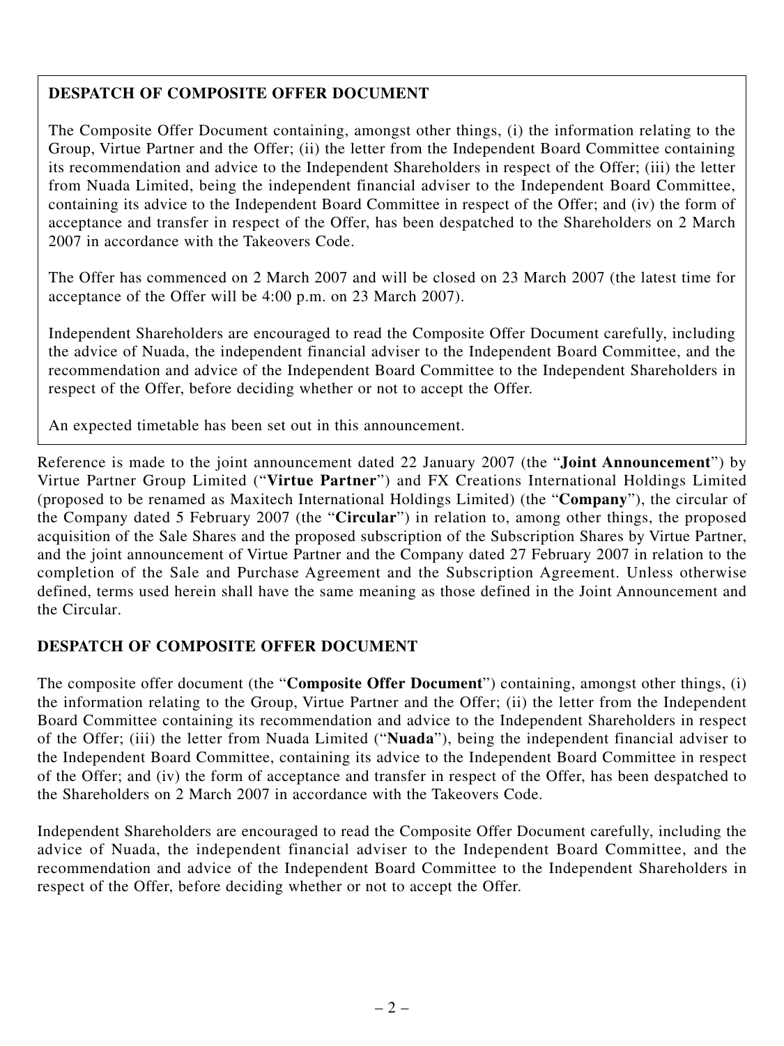**DESPATCH OF COMPOSITE OFFER DOCUMENT**

The Composite Offer Document containing, amongst other things, (i) the information relating to the Group, Virtue Partner and the Offer; (ii) the letter from the Independent Board Committee containing its recommendation and advice to the Independent Shareholders in respect of the Offer; (iii) the letter from Nuada Limited, being the independent financial adviser to the Independent Board Committee, containing its advice to the Independent Board Committee in respect of the Offer; and (iv) the form of acceptance and transfer in respect of the Offer, has been despatched to the Shareholders on 2 March 2007 in accordance with the Takeovers Code.

The Offer has commenced on 2 March 2007 and will be closed on 23 March 2007 (the latest time for acceptance of the Offer will be 4:00 p.m. on 23 March 2007).

Independent Shareholders are encouraged to read the Composite Offer Document carefully, including the advice of Nuada, the independent financial adviser to the Independent Board Committee, and the recommendation and advice of the Independent Board Committee to the Independent Shareholders in respect of the Offer, before deciding whether or not to accept the Offer.

An expected timetable has been set out in this announcement.

Reference is made to the joint announcement dated 22 January 2007 (the "**Joint Announcement**") by Virtue Partner Group Limited ("**Virtue Partner**") and FX Creations International Holdings Limited (proposed to be renamed as Maxitech International Holdings Limited) (the "**Company**"), the circular of the Company dated 5 February 2007 (the "**Circular**") in relation to, among other things, the proposed acquisition of the Sale Shares and the proposed subscription of the Subscription Shares by Virtue Partner, and the joint announcement of Virtue Partner and the Company dated 27 February 2007 in relation to the completion of the Sale and Purchase Agreement and the Subscription Agreement. Unless otherwise defined, terms used herein shall have the same meaning as those defined in the Joint Announcement and the Circular.

## DESPATCH OF COMPOSITE OFFER DOCUMENT

The composite offer document (the "**Composite Offer Document**") containing, amongst other things, (i) the information relating to the Group, Virtue Partner and the Offer; (ii) the letter from the Independent Board Committee containing its recommendation and advice to the Independent Shareholders in respect of the Offer; (iii) the letter from Nuada Limited ("**Nuada**"), being the independent financial adviser to the Independent Board Committee, containing its advice to the Independent Board Committee in respect of the Offer; and (iv) the form of acceptance and transfer in respect of the Offer, has been despatched to the Shareholders on 2 March 2007 in accordance with the Takeovers Code.

Independent Shareholders are encouraged to read the Composite Offer Document carefully, including the advice of Nuada, the independent financial adviser to the Independent Board Committee, and the recommendation and advice of the Independent Board Committee to the Independent Shareholders in respect of the Offer, before deciding whether or not to accept the Offer.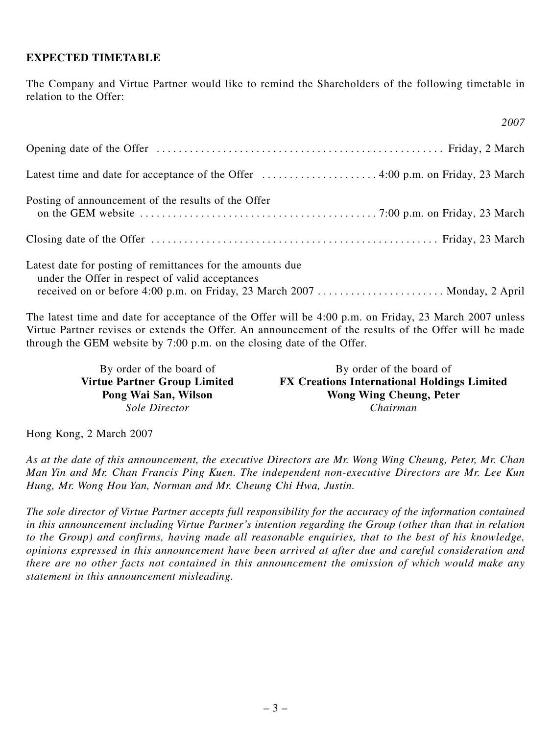**EXPECTED TIMETABLE**

The Company and Virtue Partner would like to remind the Shareholders of the following timetable in relation to the Offer:

| | *2007* |
|---|---|
| Opening date of the Offer | Friday, 2 March |
| Latest time and date for acceptance of the Offer | 4:00 p.m. on Friday, 23 March |
| Posting of announcement of the results of the Offer on the GEM website | 7:00 p.m. on Friday, 23 March |
| Closing date of the Offer | Friday, 23 March |
| Latest date for posting of remittances for the amounts due under the Offer in respect of valid acceptances received on or before 4:00 p.m. on Friday, 23 March 2007 | Monday, 2 April |

The latest time and date for acceptance of the Offer will be 4:00 p.m. on Friday, 23 March 2007 unless Virtue Partner revises or extends the Offer. An announcement of the results of the Offer will be made through the GEM website by 7:00 p.m. on the closing date of the Offer.

By order of the board of
**Virtue Partner Group Limited**
**Pong Wai San, Wilson**
*Sole Director*

By order of the board of
**FX Creations International Holdings Limited**
**Wong Wing Cheung, Peter**
*Chairman*

Hong Kong, 2 March 2007

*As at the date of this announcement, the executive Directors are Mr. Wong Wing Cheung, Peter, Mr. Chan Man Yin and Mr. Chan Francis Ping Kuen. The independent non-executive Directors are Mr. Lee Kun Hung, Mr. Wong Hou Yan, Norman and Mr. Cheung Chi Hwa, Justin.*

*The sole director of Virtue Partner accepts full responsibility for the accuracy of the information contained in this announcement including Virtue Partner's intention regarding the Group (other than that in relation to the Group) and confirms, having made all reasonable enquiries, that to the best of his knowledge, opinions expressed in this announcement have been arrived at after due and careful consideration and there are no other facts not contained in this announcement the omission of which would make any statement in this announcement misleading.*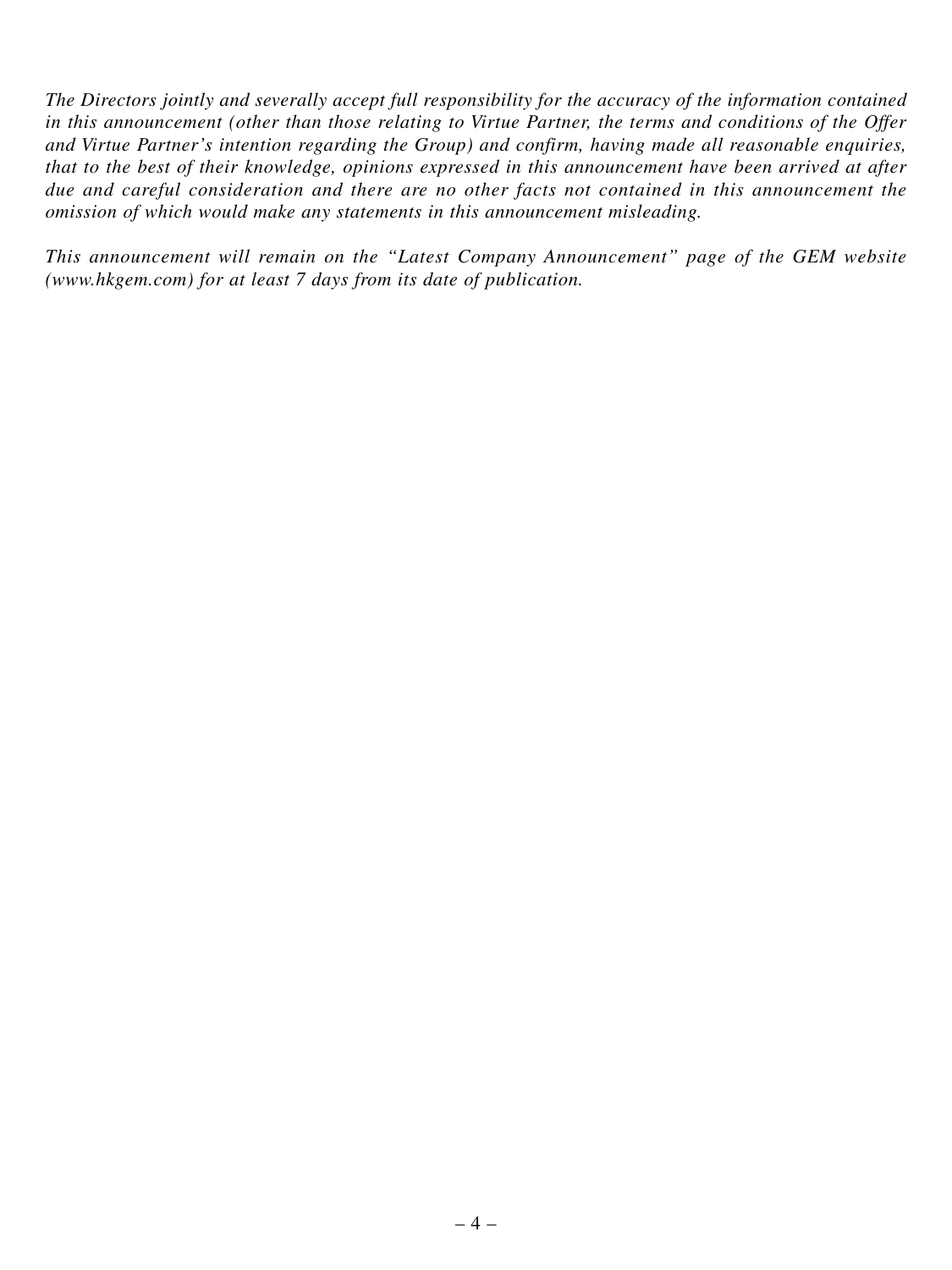*The Directors jointly and severally accept full responsibility for the accuracy of the information contained in this announcement (other than those relating to Virtue Partner, the terms and conditions of the Offer and Virtue Partner's intention regarding the Group) and confirm, having made all reasonable enquiries, that to the best of their knowledge, opinions expressed in this announcement have been arrived at after due and careful consideration and there are no other facts not contained in this announcement the omission of which would make any statements in this announcement misleading.*

*This announcement will remain on the "Latest Company Announcement" page of the GEM website (www.hkgem.com) for at least 7 days from its date of publication.*